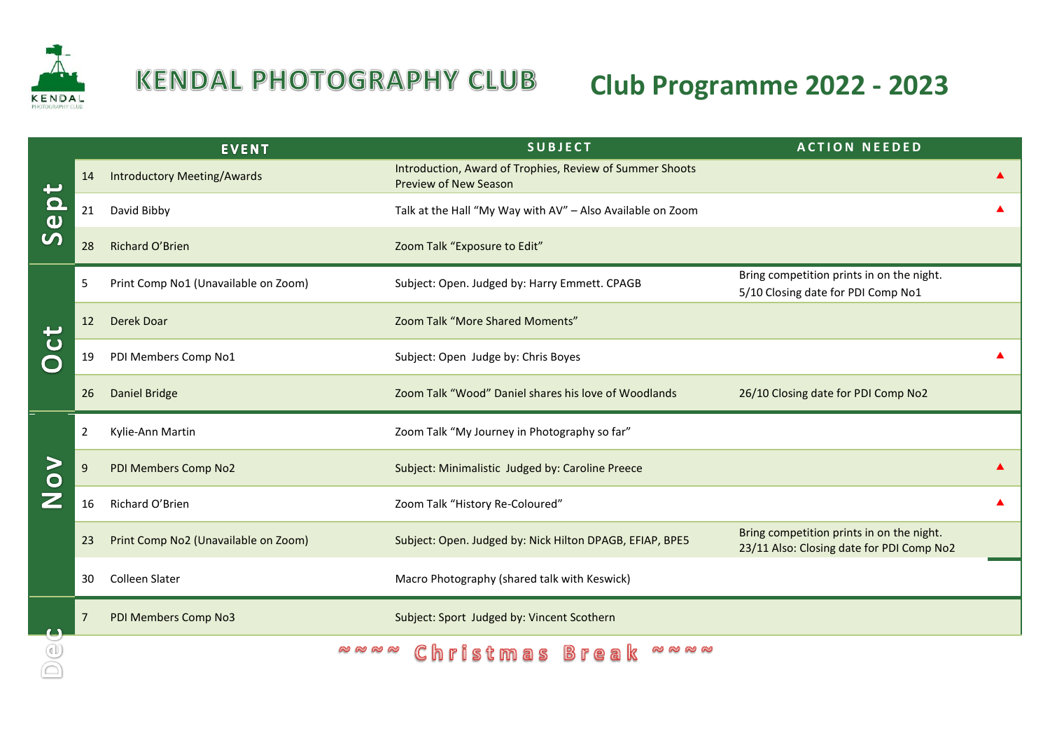# KENDAL PHOTOGRAPHY CLUB

## Club Programme 2022 - 2023

| Month | Date | EVENT | SUBJECT | ACTION NEEDED | |
|---|---|---|---|---|---|
| Sept | 14 | Introductory Meeting/Awards | Introduction, Award of Trophies, Review of Summer Shoots Preview of New Season | | ▲ |
| | 21 | David Bibby | Talk at the Hall "My Way with AV" – Also Available on Zoom | | ▲ |
| | 28 | Richard O'Brien | Zoom Talk "Exposure to Edit" | | |
| Oct | 5 | Print Comp No1 (Unavailable on Zoom) | Subject: Open. Judged by: Harry Emmett. CPAGB | Bring competition prints in on the night. 5/10 Closing date for PDI Comp No1 | |
| | 12 | Derek Doar | Zoom Talk "More Shared Moments" | | |
| | 19 | PDI Members Comp No1 | Subject: Open Judge by: Chris Boyes | | ▲ |
| | 26 | Daniel Bridge | Zoom Talk "Wood" Daniel shares his love of Woodlands | 26/10 Closing date for PDI Comp No2 | |
| Nov | 2 | Kylie-Ann Martin | Zoom Talk "My Journey in Photography so far" | | |
| | 9 | PDI Members Comp No2 | Subject: Minimalistic Judged by: Caroline Preece | | ▲ |
| | 16 | Richard O'Brien | Zoom Talk "History Re-Coloured" | | ▲ |
| | 23 | Print Comp No2 (Unavailable on Zoom) | Subject: Open. Judged by: Nick Hilton DPAGB, EFIAP, BPE5 | Bring competition prints in on the night. 23/11 Also: Closing date for PDI Comp No2 | |
| | 30 | Colleen Slater | Macro Photography (shared talk with Keswick) | | |
| Dec | 7 | PDI Members Comp No3 | Subject: Sport Judged by: Vincent Scothern | | |

~~~~ Christmas Break ~~~~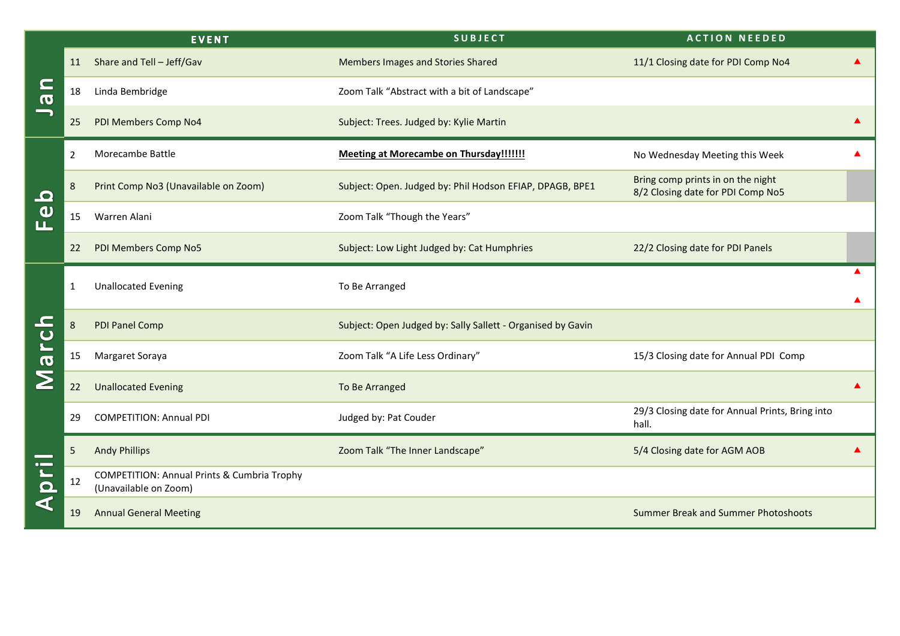| | | EVENT | SUBJECT | ACTION NEEDED | |
|---|---|---|---|---|---|
| Jan | 11 | Share and Tell – Jeff/Gav | Members Images and Stories Shared | 11/1 Closing date for PDI Comp No4 | ▲ |
| | 18 | Linda Bembridge | Zoom Talk "Abstract with a bit of Landscape" | | |
| | 25 | PDI Members Comp No4 | Subject: Trees. Judged by: Kylie Martin | | ▲ |
| Feb | 2 | Morecambe Battle | **Meeting at Morecambe on Thursday!!!!!!!** | No Wednesday Meeting this Week | ▲ |
| | 8 | Print Comp No3 (Unavailable on Zoom) | Subject: Open. Judged by: Phil Hodson EFIAP, DPAGB, BPE1 | Bring comp prints in on the night<br>8/2 Closing date for PDI Comp No5 | |
| | 15 | Warren Alani | Zoom Talk "Though the Years" | | |
| | 22 | PDI Members Comp No5 | Subject: Low Light Judged by: Cat Humphries | 22/2 Closing date for PDI Panels | |
| March | 1 | Unallocated Evening | To Be Arranged | | ▲<br>▲ |
| | 8 | PDI Panel Comp | Subject: Open Judged by: Sally Sallett - Organised by Gavin | | |
| | 15 | Margaret Soraya | Zoom Talk "A Life Less Ordinary" | 15/3 Closing date for Annual PDI Comp | |
| | 22 | Unallocated Evening | To Be Arranged | | ▲ |
| | 29 | COMPETITION: Annual PDI | Judged by: Pat Couder | 29/3 Closing date for Annual Prints, Bring into hall. | |
| April | 5 | Andy Phillips | Zoom Talk "The Inner Landscape" | 5/4 Closing date for AGM AOB | ▲ |
| | 12 | COMPETITION: Annual Prints & Cumbria Trophy (Unavailable on Zoom) | | | |
| | 19 | Annual General Meeting | | Summer Break and Summer Photoshoots | |